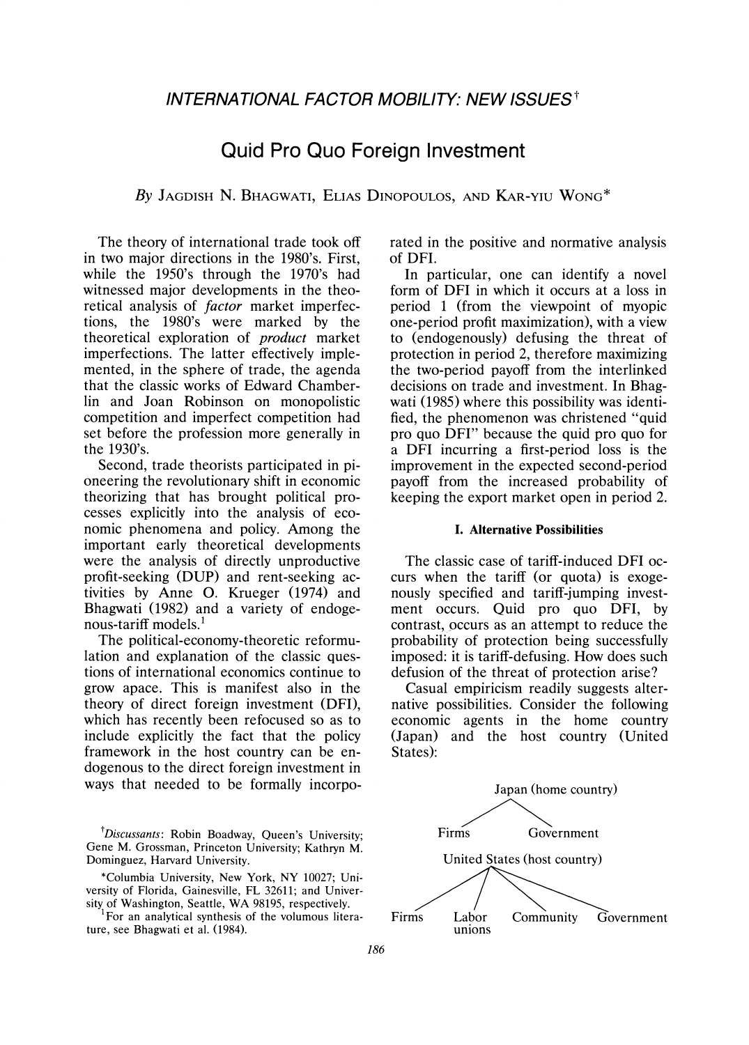## INTERNATIONAL FACTOR MOBILITY: NEW ISSUES[†]

# Quid Pro Quo Foreign Investment

*By* JAGDISH N. BHAGWATI, ELIAS DINOPOULOS, AND KAR-YIU WONG*

The theory of international trade took off in two major directions in the 1980's. First, while the 1950's through the 1970's had witnessed major developments in the theoretical analysis of *factor* market imperfections, the 1980's were marked by the theoretical exploration of *product* market imperfections. The latter effectively implemented, in the sphere of trade, the agenda that the classic works of Edward Chamberlin and Joan Robinson on monopolistic competition and imperfect competition had set before the profession more generally in the 1930's.

Second, trade theorists participated in pioneering the revolutionary shift in economic theorizing that has brought political processes explicitly into the analysis of economic phenomena and policy. Among the important early theoretical developments were the analysis of directly unproductive profit-seeking (DUP) and rent-seeking activities by Anne O. Krueger (1974) and Bhagwati (1982) and a variety of endogenous-tariff models.[1]

The political-economy-theoretic reformulation and explanation of the classic questions of international economics continue to grow apace. This is manifest also in the theory of direct foreign investment (DFI), which has recently been refocused so as to include explicitly the fact that the policy framework in the host country can be endogenous to the direct foreign investment in ways that needed to be formally incorporated in the positive and normative analysis of DFI.

In particular, one can identify a novel form of DFI in which it occurs at a loss in period 1 (from the viewpoint of myopic one-period profit maximization), with a view to (endogenously) defusing the threat of protection in period 2, therefore maximizing the two-period payoff from the interlinked decisions on trade and investment. In Bhagwati (1985) where this possibility was identified, the phenomenon was christened "quid pro quo DFI" because the quid pro quo for a DFI incurring a first-period loss is the improvement in the expected second-period payoff from the increased probability of keeping the export market open in period 2.

### I. Alternative Possibilities

The classic case of tariff-induced DFI occurs when the tariff (or quota) is exogenously specified and tariff-jumping investment occurs. Quid pro quo DFI, by contrast, occurs as an attempt to reduce the probability of protection being successfully imposed: it is tariff-defusing. How does such defusion of the threat of protection arise?

Casual empiricism readily suggests alternative possibilities. Consider the following economic agents in the home country (Japan) and the host country (United States):

Japan (home country)
- Firms
- Government

United States (host country)
- Firms
- Labor unions
- Community
- Government

[†]*Discussants*: Robin Boadway, Queen's University; Gene M. Grossman, Princeton University; Kathryn M. Dominguez, Harvard University.

*Columbia University, New York, NY 10027; University of Florida, Gainesville, FL 32611; and University of Washington, Seattle, WA 98195, respectively.

[1]For an analytical synthesis of the volumous literature, see Bhagwati et al. (1984).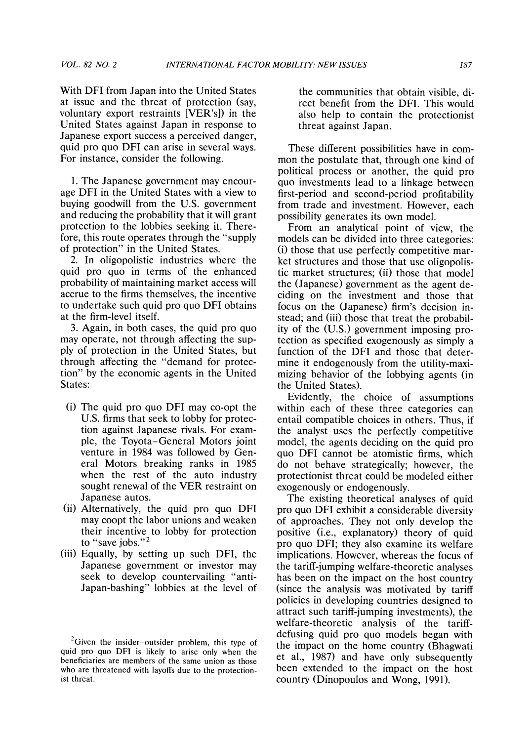With DFI from Japan into the United States at issue and the threat of protection (say, voluntary export restraints [VER's]) in the United States against Japan in response to Japanese export success a perceived danger, quid pro quo DFI can arise in several ways. For instance, consider the following.

1. The Japanese government may encourage DFI in the United States with a view to buying goodwill from the U.S. government and reducing the probability that it will grant protection to the lobbies seeking it. Therefore, this route operates through the "supply of protection" in the United States.
2. In oligopolistic industries where the quid pro quo in terms of the enhanced probability of maintaining market access will accrue to the firms themselves, the incentive to undertake such quid pro quo DFI obtains at the firm-level itself.
3. Again, in both cases, the quid pro quo may operate, not through affecting the supply of protection in the United States, but through affecting the "demand for protection" by the economic agents in the United States:

   (i) The quid pro quo DFI may co-opt the U.S. firms that seek to lobby for protection against Japanese rivals. For example, the Toyota–General Motors joint venture in 1984 was followed by General Motors breaking ranks in 1985 when the rest of the auto industry sought renewal of the VER restraint on Japanese autos.

   (ii) Alternatively, the quid pro quo DFI may coopt the labor unions and weaken their incentive to lobby for protection to "save jobs."[2]

   (iii) Equally, by setting up such DFI, the Japanese government or investor may seek to develop countervailing "anti-Japan-bashing" lobbies at the level of the communities that obtain visible, direct benefit from the DFI. This would also help to contain the protectionist threat against Japan.

These different possibilities have in common the postulate that, through one kind of political process or another, the quid pro quo investments lead to a linkage between first-period and second-period profitability from trade and investment. However, each possibility generates its own model.

From an analytical point of view, the models can be divided into three categories: (i) those that use perfectly competitive market structures and those that use oligopolistic market structures; (ii) those that model the (Japanese) government as the agent deciding on the investment and those that focus on the (Japanese) firm's decision instead; and (iii) those that treat the probability of the (U.S.) government imposing protection as specified exogenously as simply a function of the DFI and those that determine it endogenously from the utility-maximizing behavior of the lobbying agents (in the United States).

Evidently, the choice of assumptions within each of these three categories can entail compatible choices in others. Thus, if the analyst uses the perfectly competitive model, the agents deciding on the quid pro quo DFI cannot be atomistic firms, which do not behave strategically; however, the protectionist threat could be modeled either exogenously or endogenously.

The existing theoretical analyses of quid pro quo DFI exhibit a considerable diversity of approaches. They not only develop the positive (i.e., explanatory) theory of quid pro quo DFI; they also examine its welfare implications. However, whereas the focus of the tariff-jumping welfare-theoretic analyses has been on the impact on the host country (since the analysis was motivated by tariff policies in developing countries designed to attract such tariff-jumping investments), the welfare-theoretic analysis of the tariff-defusing quid pro quo models began with the impact on the home country (Bhagwati et al., 1987) and have only subsequently been extended to the impact on the host country (Dinopoulos and Wong, 1991).

[2] Given the insider–outsider problem, this type of quid pro quo DFI is likely to arise only when the beneficiaries are members of the same union as those who are threatened with layoffs due to the protectionist threat.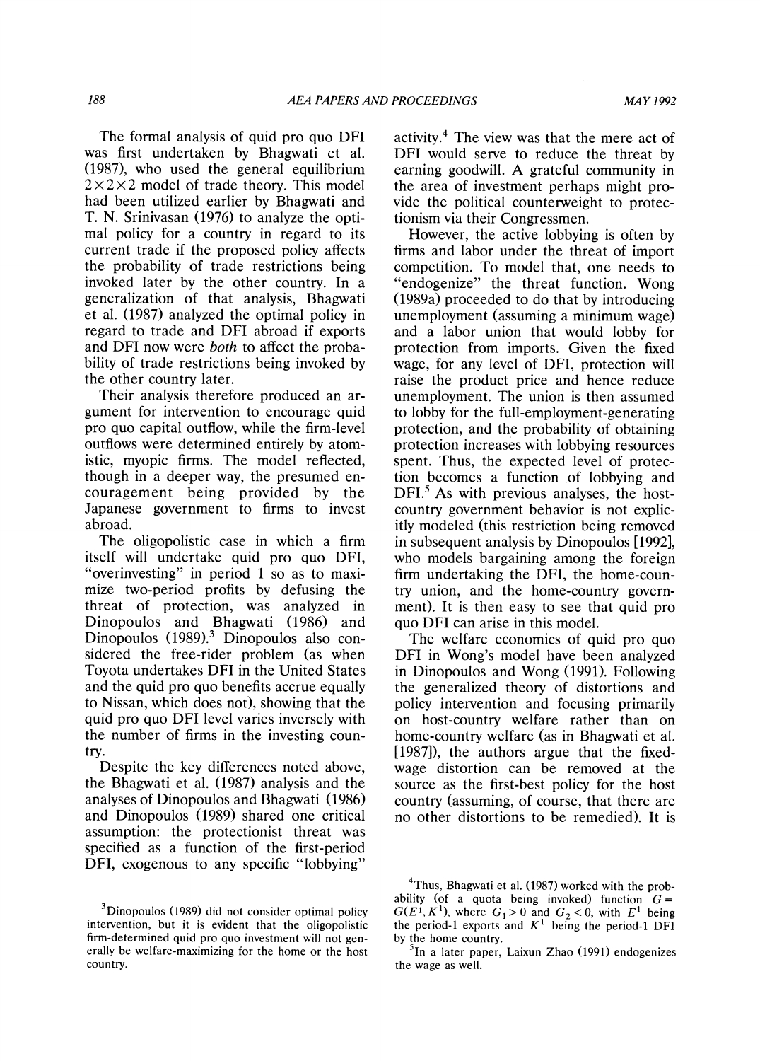The formal analysis of quid pro quo DFI was first undertaken by Bhagwati et al. (1987), who used the general equilibrium $2\times2\times2$ model of trade theory. This model had been utilized earlier by Bhagwati and T. N. Srinivasan (1976) to analyze the optimal policy for a country in regard to its current trade if the proposed policy affects the probability of trade restrictions being invoked later by the other country. In a generalization of that analysis, Bhagwati et al. (1987) analyzed the optimal policy in regard to trade and DFI abroad if exports and DFI now were *both* to affect the probability of trade restrictions being invoked by the other country later.

Their analysis therefore produced an argument for intervention to encourage quid pro quo capital outflow, while the firm-level outflows were determined entirely by atomistic, myopic firms. The model reflected, though in a deeper way, the presumed encouragement being provided by the Japanese government to firms to invest abroad.

The oligopolistic case in which a firm itself will undertake quid pro quo DFI, "overinvesting" in period 1 so as to maximize two-period profits by defusing the threat of protection, was analyzed in Dinopoulos and Bhagwati (1986) and Dinopoulos (1989).[3] Dinopoulos also considered the free-rider problem (as when Toyota undertakes DFI in the United States and the quid pro quo benefits accrue equally to Nissan, which does not), showing that the quid pro quo DFI level varies inversely with the number of firms in the investing country.

Despite the key differences noted above, the Bhagwati et al. (1987) analysis and the analyses of Dinopoulos and Bhagwati (1986) and Dinopoulos (1989) shared one critical assumption: the protectionist threat was specified as a function of the first-period DFI, exogenous to any specific "lobbying" activity.[4] The view was that the mere act of DFI would serve to reduce the threat by earning goodwill. A grateful community in the area of investment perhaps might provide the political counterweight to protectionism via their Congressmen.

However, the active lobbying is often by firms and labor under the threat of import competition. To model that, one needs to "endogenize" the threat function. Wong (1989a) proceeded to do that by introducing unemployment (assuming a minimum wage) and a labor union that would lobby for protection from imports. Given the fixed wage, for any level of DFI, protection will raise the product price and hence reduce unemployment. The union is then assumed to lobby for the full-employment-generating protection, and the probability of obtaining protection increases with lobbying resources spent. Thus, the expected level of protection becomes a function of lobbying and DFI.[5] As with previous analyses, the host-country government behavior is not explicitly modeled (this restriction being removed in subsequent analysis by Dinopoulos [1992], who models bargaining among the foreign firm undertaking the DFI, the home-country union, and the home-country government). It is then easy to see that quid pro quo DFI can arise in this model.

The welfare economics of quid pro quo DFI in Wong's model have been analyzed in Dinopoulos and Wong (1991). Following the generalized theory of distortions and policy intervention and focusing primarily on host-country welfare rather than on home-country welfare (as in Bhagwati et al. [1987]), the authors argue that the fixed-wage distortion can be removed at the source as the first-best policy for the host country (assuming, of course, that there are no other distortions to be remedied). It is

[3]Dinopoulos (1989) did not consider optimal policy intervention, but it is evident that the oligopolistic firm-determined quid pro quo investment will not generally be welfare-maximizing for the home or the host country.

[4]Thus, Bhagwati et al. (1987) worked with the probability (of a quota being invoked) function $G = G(E^1, K^1)$, where $G_1 > 0$ and $G_2 < 0$, with $E^1$ being the period-1 exports and $K^1$ being the period-1 DFI by the home country.

[5]In a later paper, Laixun Zhao (1991) endogenizes the wage as well.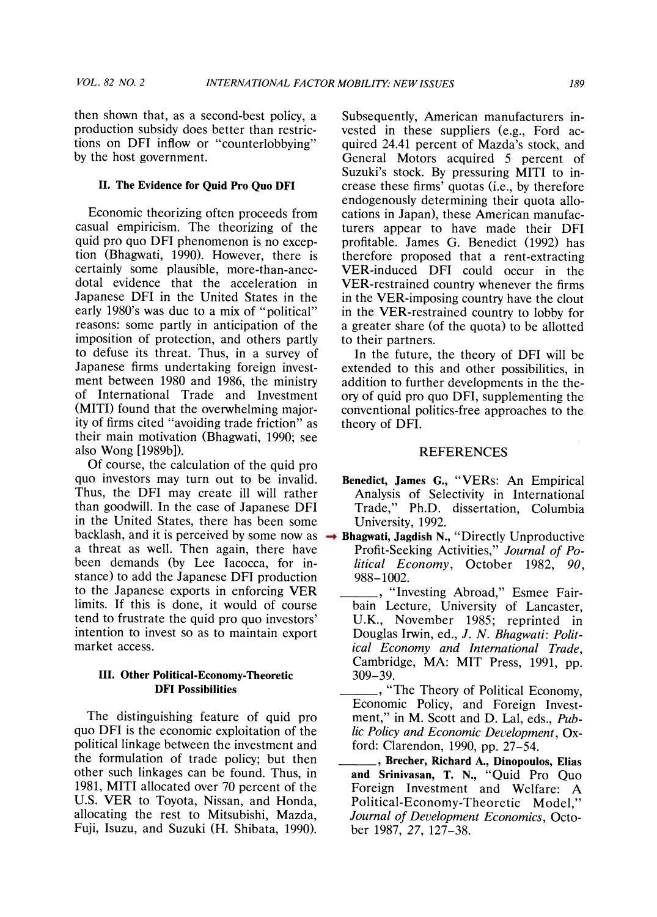then shown that, as a second-best policy, a production subsidy does better than restrictions on DFI inflow or "counterlobbying" by the host government.

## II. The Evidence for Quid Pro Quo DFI

Economic theorizing often proceeds from casual empiricism. The theorizing of the quid pro quo DFI phenomenon is no exception (Bhagwati, 1990). However, there is certainly some plausible, more-than-anecdotal evidence that the acceleration in Japanese DFI in the United States in the early 1980's was due to a mix of "political" reasons: some partly in anticipation of the imposition of protection, and others partly to defuse its threat. Thus, in a survey of Japanese firms undertaking foreign investment between 1980 and 1986, the ministry of International Trade and Investment (MITI) found that the overwhelming majority of firms cited "avoiding trade friction" as their main motivation (Bhagwati, 1990; see also Wong [1989b]).

Of course, the calculation of the quid pro quo investors may turn out to be invalid. Thus, the DFI may create ill will rather than goodwill. In the case of Japanese DFI in the United States, there has been some backlash, and it is perceived by some now as a threat as well. Then again, there have been demands (by Lee Iacocca, for instance) to add the Japanese DFI production to the Japanese exports in enforcing VER limits. If this is done, it would of course tend to frustrate the quid pro quo investors' intention to invest so as to maintain export market access.

## III. Other Political-Economy-Theoretic DFI Possibilities

The distinguishing feature of quid pro quo DFI is the economic exploitation of the political linkage between the investment and the formulation of trade policy; but then other such linkages can be found. Thus, in 1981, MITI allocated over 70 percent of the U.S. VER to Toyota, Nissan, and Honda, allocating the rest to Mitsubishi, Mazda, Fuji, Isuzu, and Suzuki (H. Shibata, 1990). Subsequently, American manufacturers invested in these suppliers (e.g., Ford acquired 24.41 percent of Mazda's stock, and General Motors acquired 5 percent of Suzuki's stock. By pressuring MITI to increase these firms' quotas (i.e., by therefore endogenously determining their quota allocations in Japan), these American manufacturers appear to have made their DFI profitable. James G. Benedict (1992) has therefore proposed that a rent-extracting VER-induced DFI could occur in the VER-restrained country whenever the firms in the VER-imposing country have the clout in the VER-restrained country to lobby for a greater share (of the quota) to be allotted to their partners.

In the future, the theory of DFI will be extended to this and other possibilities, in addition to further developments in the theory of quid pro quo DFI, supplementing the conventional politics-free approaches to the theory of DFI.

## REFERENCES

**Benedict, James G.**, "VERs: An Empirical Analysis of Selectivity in International Trade," Ph.D. dissertation, Columbia University, 1992.

**Bhagwati, Jagdish N.**, "Directly Unproductive Profit-Seeking Activities," *Journal of Political Economy*, October 1982, *90*, 988–1002.

______, "Investing Abroad," Esmee Fairbain Lecture, University of Lancaster, U.K., November 1985; reprinted in Douglas Irwin, ed., *J. N. Bhagwati: Political Economy and International Trade*, Cambridge, MA: MIT Press, 1991, pp. 309–39.

______, "The Theory of Political Economy, Economic Policy, and Foreign Investment," in M. Scott and D. Lal, eds., *Public Policy and Economic Development*, Oxford: Clarendon, 1990, pp. 27–54.

______, **Brecher, Richard A., Dinopoulos, Elias and Srinivasan, T. N.**, "Quid Pro Quo Foreign Investment and Welfare: A Political-Economy-Theoretic Model," *Journal of Development Economics*, October 1987, *27*, 127–38.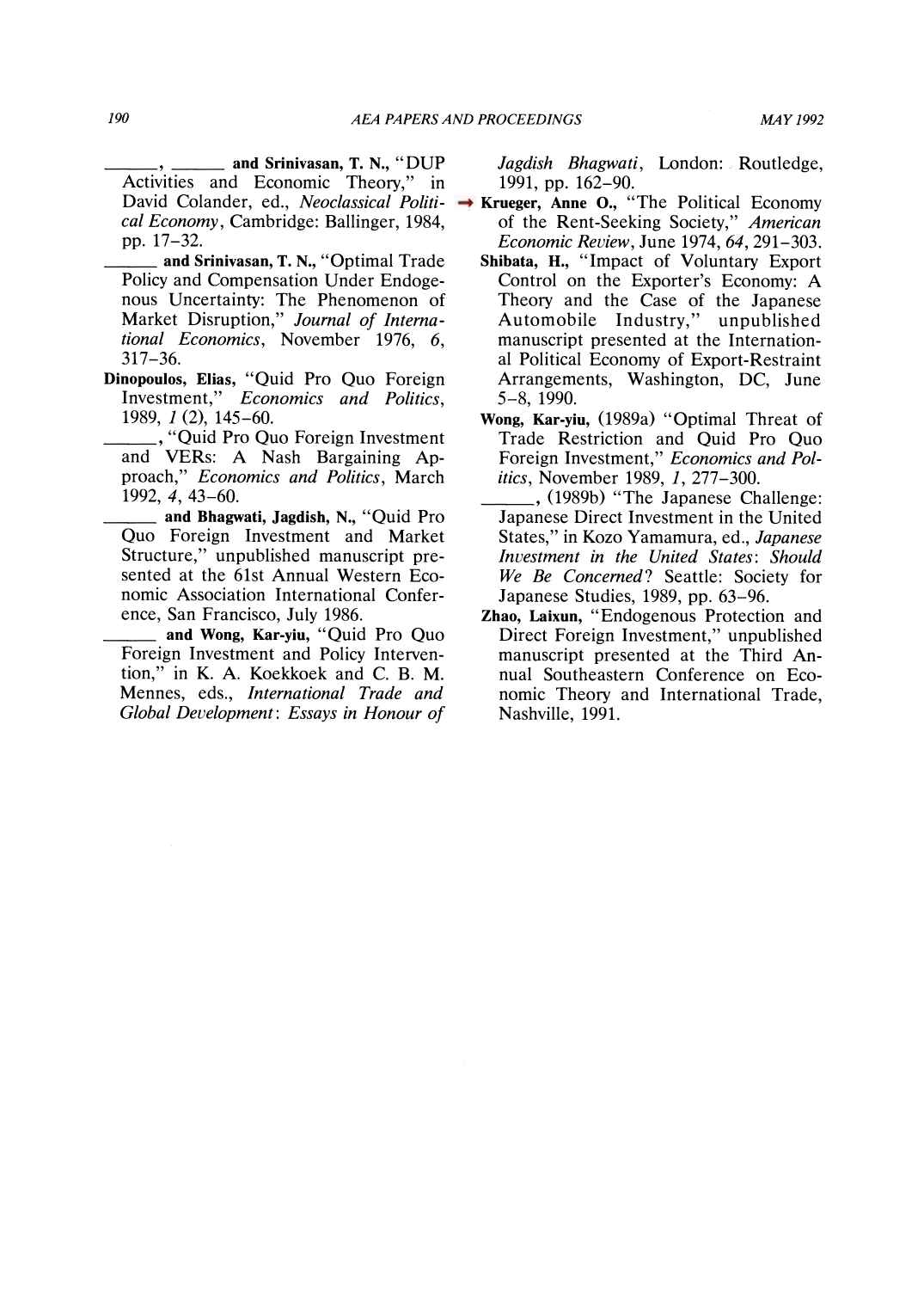\_\_\_\_\_\_, \_\_\_\_\_\_ **and Srinivasan, T. N.,** "DUP Activities and Economic Theory," in David Colander, ed., *Neoclassical Political Economy*, Cambridge: Ballinger, 1984, pp. 17–32.

\_\_\_\_\_\_ **and Srinivasan, T. N.,** "Optimal Trade Policy and Compensation Under Endogenous Uncertainty: The Phenomenon of Market Disruption," *Journal of International Economics*, November 1976, *6*, 317–36.

**Dinopoulos, Elias,** "Quid Pro Quo Foreign Investment," *Economics and Politics*, 1989, *1* (2), 145–60.

\_\_\_\_\_\_, "Quid Pro Quo Foreign Investment and VERs: A Nash Bargaining Approach," *Economics and Politics*, March 1992, *4*, 43–60.

\_\_\_\_\_\_ **and Bhagwati, Jagdish, N.,** "Quid Pro Quo Foreign Investment and Market Structure," unpublished manuscript presented at the 61st Annual Western Economic Association International Conference, San Francisco, July 1986.

\_\_\_\_\_\_ **and Wong, Kar-yiu,** "Quid Pro Quo Foreign Investment and Policy Intervention," in K. A. Koekkoek and C. B. M. Mennes, eds., *International Trade and Global Development: Essays in Honour of Jagdish Bhagwati*, London: Routledge, 1991, pp. 162–90.

**Krueger, Anne O.,** "The Political Economy of the Rent-Seeking Society," *American Economic Review*, June 1974, *64*, 291–303.

**Shibata, H.,** "Impact of Voluntary Export Control on the Exporter's Economy: A Theory and the Case of the Japanese Automobile Industry," unpublished manuscript presented at the International Political Economy of Export-Restraint Arrangements, Washington, DC, June 5–8, 1990.

**Wong, Kar-yiu,** (1989a) "Optimal Threat of Trade Restriction and Quid Pro Quo Foreign Investment," *Economics and Politics*, November 1989, *1*, 277–300.

\_\_\_\_\_\_, (1989b) "The Japanese Challenge: Japanese Direct Investment in the United States," in Kozo Yamamura, ed., *Japanese Investment in the United States: Should We Be Concerned?* Seattle: Society for Japanese Studies, 1989, pp. 63–96.

**Zhao, Laixun,** "Endogenous Protection and Direct Foreign Investment," unpublished manuscript presented at the Third Annual Southeastern Conference on Economic Theory and International Trade, Nashville, 1991.